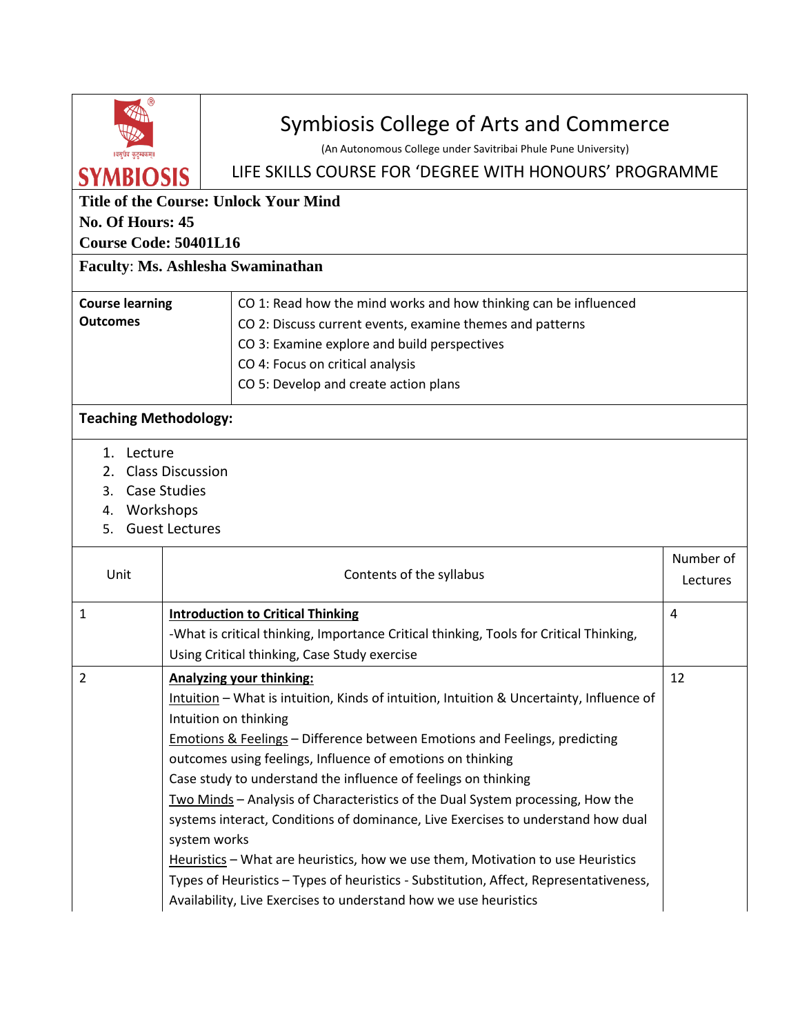# Symbiosis College of Arts and Commerce

(An Autonomous College under Savitribai Phule Pune University)

LIFE SKILLS COURSE FOR 'DEGREE WITH HONOURS' PROGRAMME

**Title of the Course: Unlock Your Mind**
**No. Of Hours: 45**
**Course Code: 50401L16**

**Faculty**: **Ms. Ashlesha Swaminathan**

| **Course learning Outcomes** | CO 1: Read how the mind works and how thinking can be influenced<br>CO 2: Discuss current events, examine themes and patterns<br>CO 3: Examine explore and build perspectives<br>CO 4: Focus on critical analysis<br>CO 5: Develop and create action plans |
|---|---|

**Teaching Methodology:**

1. Lecture
2. Class Discussion
3. Case Studies
4. Workshops
5. Guest Lectures

| Unit | Contents of the syllabus | Number of Lectures |
|---|---|---|
| 1 | **Introduction to Critical Thinking**<br>-What is critical thinking, Importance Critical thinking, Tools for Critical Thinking, Using Critical thinking, Case Study exercise | 4 |
| 2 | **Analyzing your thinking:**<br>Intuition – What is intuition, Kinds of intuition, Intuition & Uncertainty, Influence of Intuition on thinking<br>Emotions & Feelings – Difference between Emotions and Feelings, predicting outcomes using feelings, Influence of emotions on thinking<br>Case study to understand the influence of feelings on thinking<br>Two Minds – Analysis of Characteristics of the Dual System processing, How the systems interact, Conditions of dominance, Live Exercises to understand how dual system works<br>Heuristics – What are heuristics, how we use them, Motivation to use Heuristics<br>Types of Heuristics – Types of heuristics - Substitution, Affect, Representativeness, Availability, Live Exercises to understand how we use heuristics | 12 |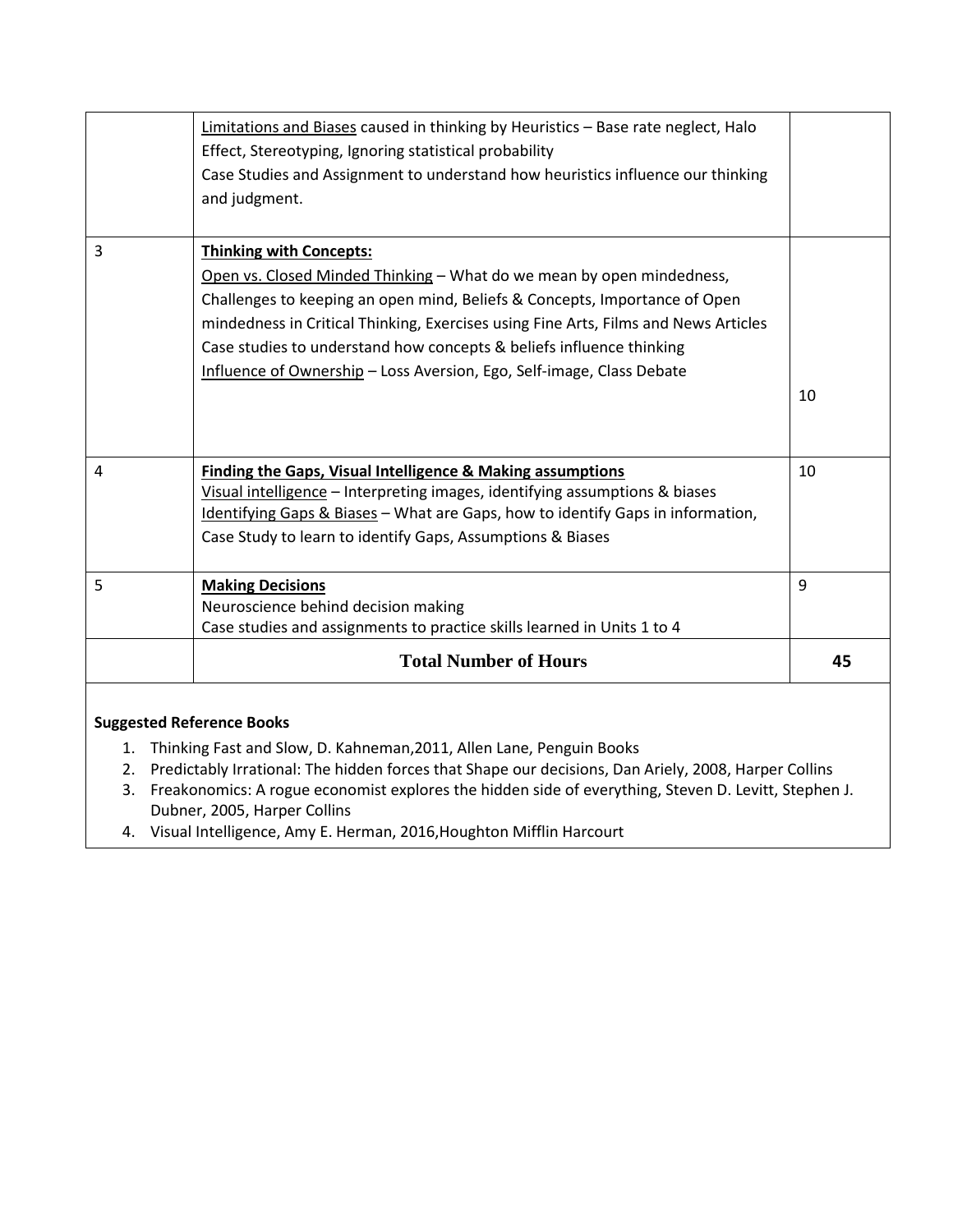| | | |
|---|---|---|
| | Limitations and Biases caused in thinking by Heuristics – Base rate neglect, Halo Effect, Stereotyping, Ignoring statistical probability<br>Case Studies and Assignment to understand how heuristics influence our thinking and judgment. | |
| 3 | **Thinking with Concepts:**<br>Open vs. Closed Minded Thinking – What do we mean by open mindedness, Challenges to keeping an open mind, Beliefs & Concepts, Importance of Open mindedness in Critical Thinking, Exercises using Fine Arts, Films and News Articles<br>Case studies to understand how concepts & beliefs influence thinking<br>Influence of Ownership – Loss Aversion, Ego, Self-image, Class Debate | 10 |
| 4 | **Finding the Gaps, Visual Intelligence & Making assumptions**<br>Visual intelligence – Interpreting images, identifying assumptions & biases<br>Identifying Gaps & Biases – What are Gaps, how to identify Gaps in information,<br>Case Study to learn to identify Gaps, Assumptions & Biases | 10 |
| 5 | **Making Decisions**<br>Neuroscience behind decision making<br>Case studies and assignments to practice skills learned in Units 1 to 4 | 9 |
| | **Total Number of Hours** | **45** |

**Suggested Reference Books**

1. Thinking Fast and Slow, D. Kahneman,2011, Allen Lane, Penguin Books
2. Predictably Irrational: The hidden forces that Shape our decisions, Dan Ariely, 2008, Harper Collins
3. Freakonomics: A rogue economist explores the hidden side of everything, Steven D. Levitt, Stephen J. Dubner, 2005, Harper Collins
4. Visual Intelligence, Amy E. Herman, 2016,Houghton Mifflin Harcourt